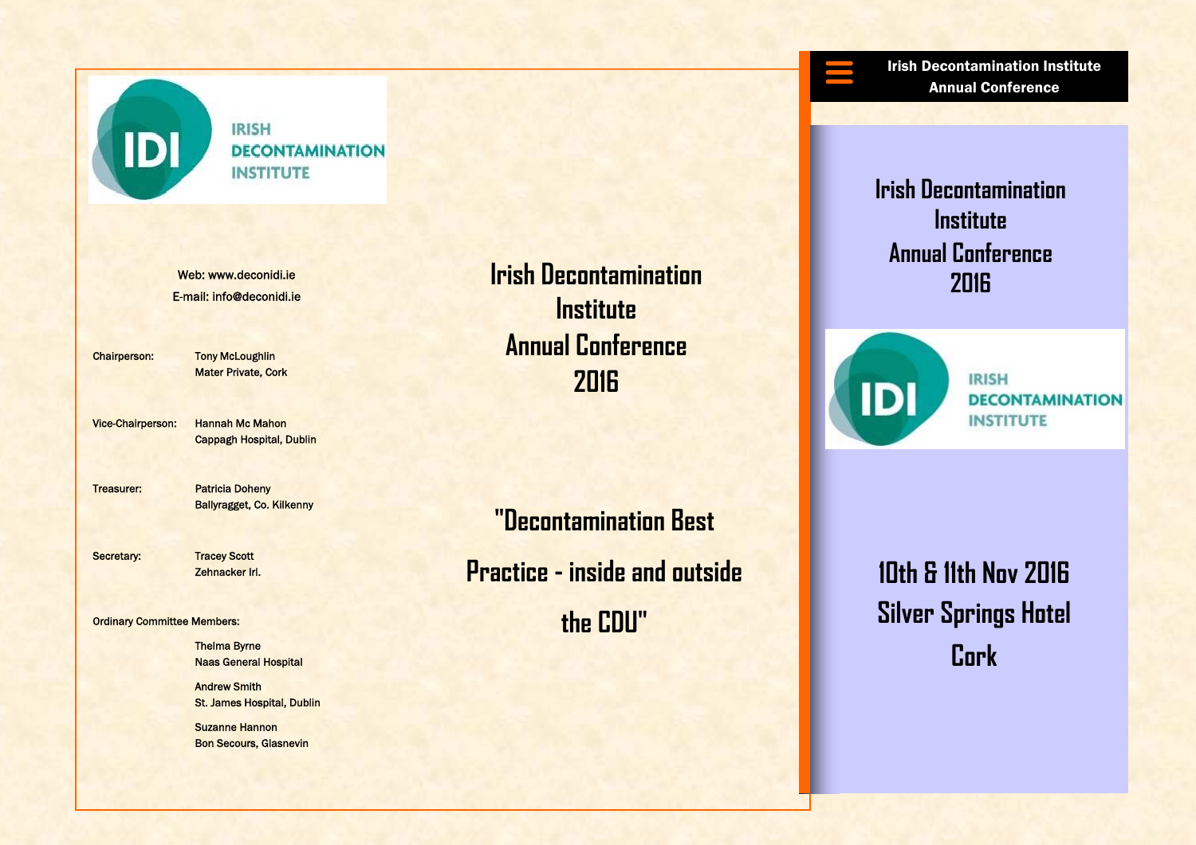IRISH DECONTAMINATION INSTITUTE

Web: www.deconidi.ie
E-mail: info@deconidi.ie

| | |
|---|---|
| Chairperson: | Tony McLoughlin<br>Mater Private, Cork |
| Vice-Chairperson: | Hannah Mc Mahon<br>Cappagh Hospital, Dublin |
| Treasurer: | Patricia Doheny<br>Ballyragget, Co. Kilkenny |
| Secretary: | Tracey Scott<br>Zehnacker Irl. |

Ordinary Committee Members:

Thelma Byrne
Naas General Hospital

Andrew Smith
St. James Hospital, Dublin

Suzanne Hannon
Bon Secours, Glasnevin

# Irish Decontamination Institute Annual Conference 2016

## "Decontamination Best Practice - inside and outside the CDU"

**Irish Decontamination Institute Annual Conference**

# Irish Decontamination Institute Annual Conference 2016

IRISH DECONTAMINATION INSTITUTE

## 10th & 11th Nov 2016
## Silver Springs Hotel
## Cork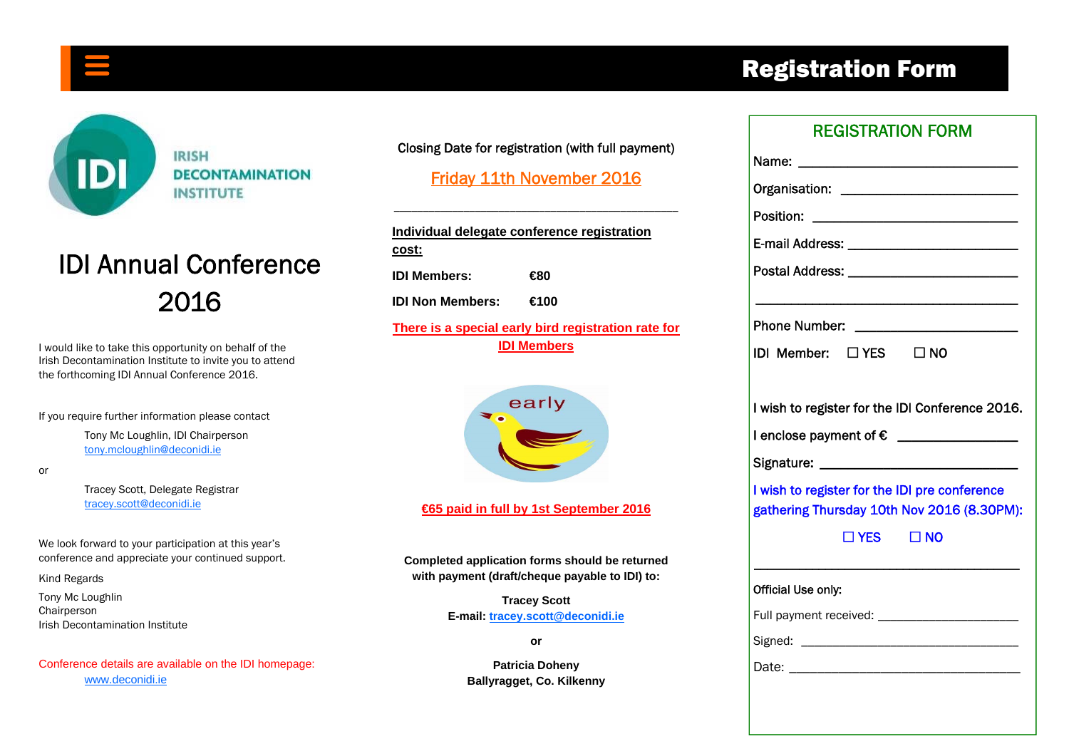# Registration Form

IRISH DECONTAMINATION INSTITUTE

## IDI Annual Conference 2016

I would like to take this opportunity on behalf of the Irish Decontamination Institute to invite you to attend the forthcoming IDI Annual Conference 2016.

If you require further information please contact

Tony Mc Loughlin, IDI Chairperson
tony.mcloughlin@deconidi.ie

or

Tracey Scott, Delegate Registrar
tracey.scott@deconidi.ie

We look forward to your participation at this year's conference and appreciate your continued support.

Kind Regards

Tony Mc Loughlin
Chairperson
Irish Decontamination Institute

Conference details are available on the IDI homepage:
www.deconidi.ie

Closing Date for registration (with full payment)

Friday 11th November 2016

---

**Individual delegate conference registration cost:**

**IDI Members:** **€80**

**IDI Non Members:** **€100**

**There is a special early bird registration rate for IDI Members**

early

**€65 paid in full by 1st September 2016**

**Completed application forms should be returned with payment (draft/cheque payable to IDI) to:**

**Tracey Scott**
**E-mail:** tracey.scott@deconidi.ie

**or**

**Patricia Doheny**
**Ballyragget, Co. Kilkenny**

## REGISTRATION FORM

Name: ______________________________

Organisation: ______________________________

Position: ______________________________

E-mail Address: ______________________________

Postal Address: ______________________________

______________________________

Phone Number: ______________________________

IDI Member: ☐ YES ☐ NO

I wish to register for the IDI Conference 2016.

I enclose payment of € ______________

Signature: ______________________________

I wish to register for the IDI pre conference gathering Thursday 10th Nov 2016 (8.30PM):

☐ YES ☐ NO

---

Official Use only:

Full payment received: ______________________

Signed: ______________________________

Date: ______________________________